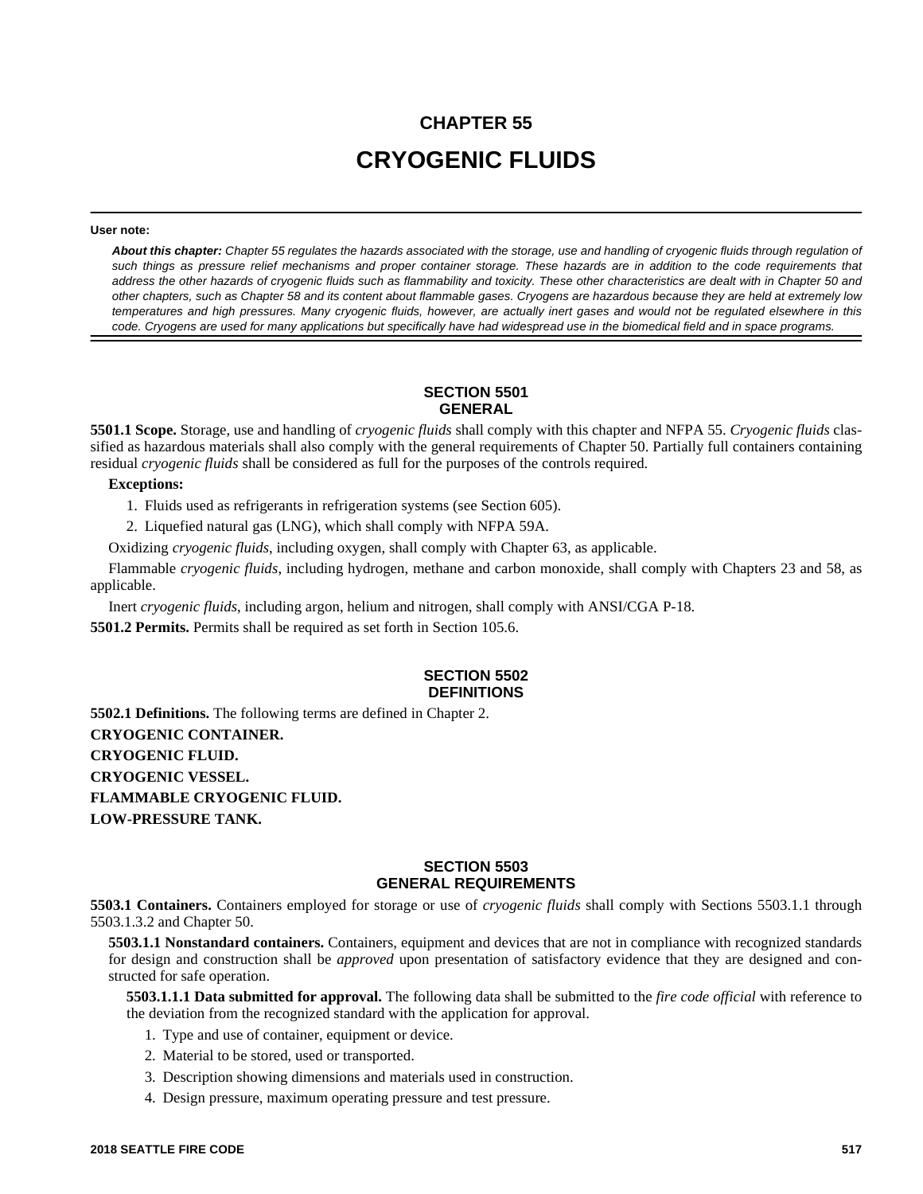# CHAPTER 55

# CRYOGENIC FLUIDS

**User note:**

***About this chapter:*** *Chapter 55 regulates the hazards associated with the storage, use and handling of cryogenic fluids through regulation of such things as pressure relief mechanisms and proper container storage. These hazards are in addition to the code requirements that address the other hazards of cryogenic fluids such as flammability and toxicity. These other characteristics are dealt with in Chapter 50 and other chapters, such as Chapter 58 and its content about flammable gases. Cryogens are hazardous because they are held at extremely low temperatures and high pressures. Many cryogenic fluids, however, are actually inert gases and would not be regulated elsewhere in this code. Cryogens are used for many applications but specifically have had widespread use in the biomedical field and in space programs.*

## SECTION 5501 GENERAL

**5501.1 Scope.** Storage, use and handling of *cryogenic fluids* shall comply with this chapter and NFPA 55. *Cryogenic fluids* classified as hazardous materials shall also comply with the general requirements of Chapter 50. Partially full containers containing residual *cryogenic fluids* shall be considered as full for the purposes of the controls required.

**Exceptions:**

1. Fluids used as refrigerants in refrigeration systems (see Section 605).
2. Liquefied natural gas (LNG), which shall comply with NFPA 59A.

Oxidizing *cryogenic fluids*, including oxygen, shall comply with Chapter 63, as applicable.

Flammable *cryogenic fluids*, including hydrogen, methane and carbon monoxide, shall comply with Chapters 23 and 58, as applicable.

Inert *cryogenic fluids*, including argon, helium and nitrogen, shall comply with ANSI/CGA P-18.

**5501.2 Permits.** Permits shall be required as set forth in Section 105.6.

## SECTION 5502 DEFINITIONS

**5502.1 Definitions.** The following terms are defined in Chapter 2.

**CRYOGENIC CONTAINER.**

**CRYOGENIC FLUID.**

**CRYOGENIC VESSEL.**

**FLAMMABLE CRYOGENIC FLUID.**

**LOW-PRESSURE TANK.**

## SECTION 5503 GENERAL REQUIREMENTS

**5503.1 Containers.** Containers employed for storage or use of *cryogenic fluids* shall comply with Sections 5503.1.1 through 5503.1.3.2 and Chapter 50.

**5503.1.1 Nonstandard containers.** Containers, equipment and devices that are not in compliance with recognized standards for design and construction shall be *approved* upon presentation of satisfactory evidence that they are designed and constructed for safe operation.

**5503.1.1.1 Data submitted for approval.** The following data shall be submitted to the *fire code official* with reference to the deviation from the recognized standard with the application for approval.

1. Type and use of container, equipment or device.
2. Material to be stored, used or transported.
3. Description showing dimensions and materials used in construction.
4. Design pressure, maximum operating pressure and test pressure.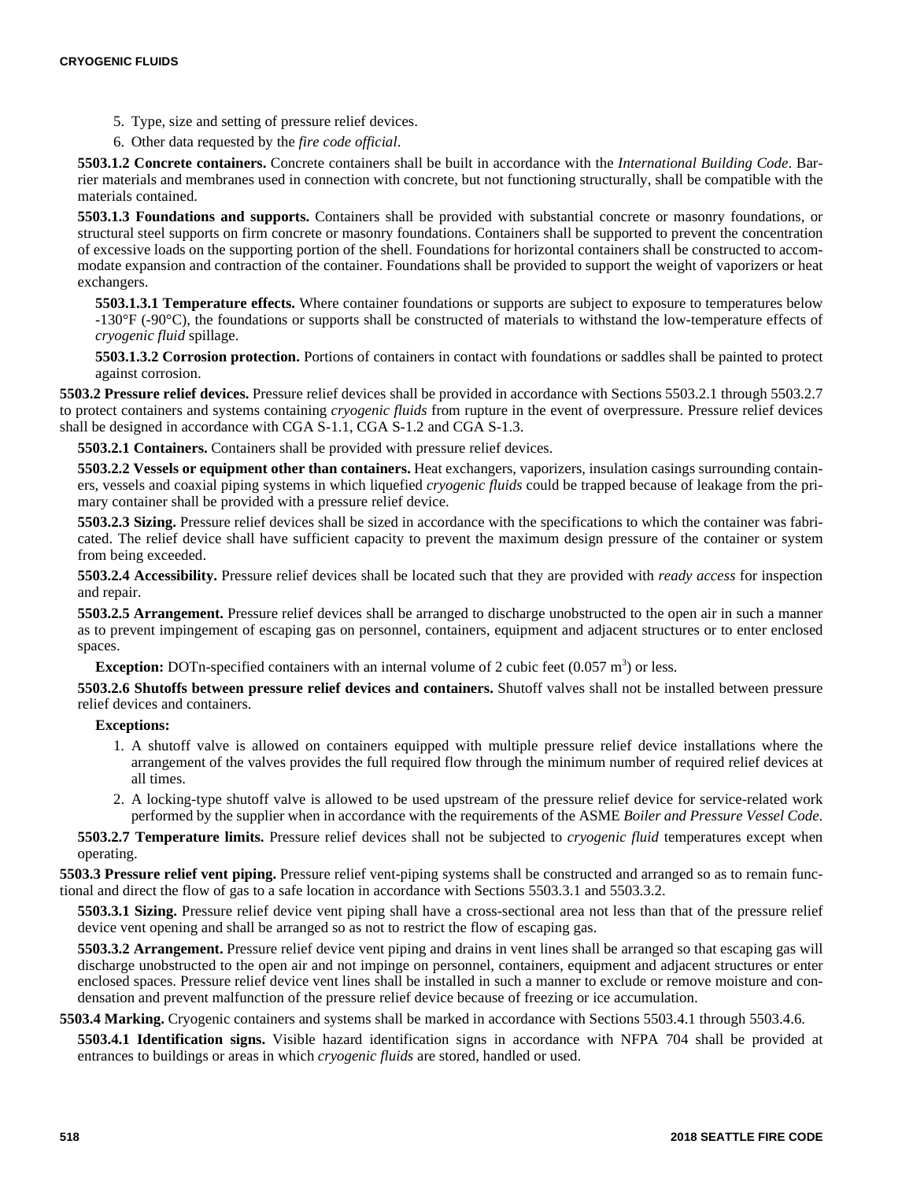5. Type, size and setting of pressure relief devices.
6. Other data requested by the *fire code official*.

**5503.1.2 Concrete containers.** Concrete containers shall be built in accordance with the *International Building Code*. Barrier materials and membranes used in connection with concrete, but not functioning structurally, shall be compatible with the materials contained.

**5503.1.3 Foundations and supports.** Containers shall be provided with substantial concrete or masonry foundations, or structural steel supports on firm concrete or masonry foundations. Containers shall be supported to prevent the concentration of excessive loads on the supporting portion of the shell. Foundations for horizontal containers shall be constructed to accommodate expansion and contraction of the container. Foundations shall be provided to support the weight of vaporizers or heat exchangers.

**5503.1.3.1 Temperature effects.** Where container foundations or supports are subject to exposure to temperatures below -130°F (-90°C), the foundations or supports shall be constructed of materials to withstand the low-temperature effects of *cryogenic fluid* spillage.

**5503.1.3.2 Corrosion protection.** Portions of containers in contact with foundations or saddles shall be painted to protect against corrosion.

**5503.2 Pressure relief devices.** Pressure relief devices shall be provided in accordance with Sections 5503.2.1 through 5503.2.7 to protect containers and systems containing *cryogenic fluids* from rupture in the event of overpressure. Pressure relief devices shall be designed in accordance with CGA S-1.1, CGA S-1.2 and CGA S-1.3.

**5503.2.1 Containers.** Containers shall be provided with pressure relief devices.

**5503.2.2 Vessels or equipment other than containers.** Heat exchangers, vaporizers, insulation casings surrounding containers, vessels and coaxial piping systems in which liquefied *cryogenic fluids* could be trapped because of leakage from the primary container shall be provided with a pressure relief device.

**5503.2.3 Sizing.** Pressure relief devices shall be sized in accordance with the specifications to which the container was fabricated. The relief device shall have sufficient capacity to prevent the maximum design pressure of the container or system from being exceeded.

**5503.2.4 Accessibility.** Pressure relief devices shall be located such that they are provided with *ready access* for inspection and repair.

**5503.2.5 Arrangement.** Pressure relief devices shall be arranged to discharge unobstructed to the open air in such a manner as to prevent impingement of escaping gas on personnel, containers, equipment and adjacent structures or to enter enclosed spaces.

**Exception:** DOTn-specified containers with an internal volume of 2 cubic feet (0.057 $m^3$) or less.

**5503.2.6 Shutoffs between pressure relief devices and containers.** Shutoff valves shall not be installed between pressure relief devices and containers.

**Exceptions:**

1. A shutoff valve is allowed on containers equipped with multiple pressure relief device installations where the arrangement of the valves provides the full required flow through the minimum number of required relief devices at all times.
2. A locking-type shutoff valve is allowed to be used upstream of the pressure relief device for service-related work performed by the supplier when in accordance with the requirements of the ASME *Boiler and Pressure Vessel Code*.

**5503.2.7 Temperature limits.** Pressure relief devices shall not be subjected to *cryogenic fluid* temperatures except when operating.

**5503.3 Pressure relief vent piping.** Pressure relief vent-piping systems shall be constructed and arranged so as to remain functional and direct the flow of gas to a safe location in accordance with Sections 5503.3.1 and 5503.3.2.

**5503.3.1 Sizing.** Pressure relief device vent piping shall have a cross-sectional area not less than that of the pressure relief device vent opening and shall be arranged so as not to restrict the flow of escaping gas.

**5503.3.2 Arrangement.** Pressure relief device vent piping and drains in vent lines shall be arranged so that escaping gas will discharge unobstructed to the open air and not impinge on personnel, containers, equipment and adjacent structures or enter enclosed spaces. Pressure relief device vent lines shall be installed in such a manner to exclude or remove moisture and condensation and prevent malfunction of the pressure relief device because of freezing or ice accumulation.

**5503.4 Marking.** Cryogenic containers and systems shall be marked in accordance with Sections 5503.4.1 through 5503.4.6.

**5503.4.1 Identification signs.** Visible hazard identification signs in accordance with NFPA 704 shall be provided at entrances to buildings or areas in which *cryogenic fluids* are stored, handled or used.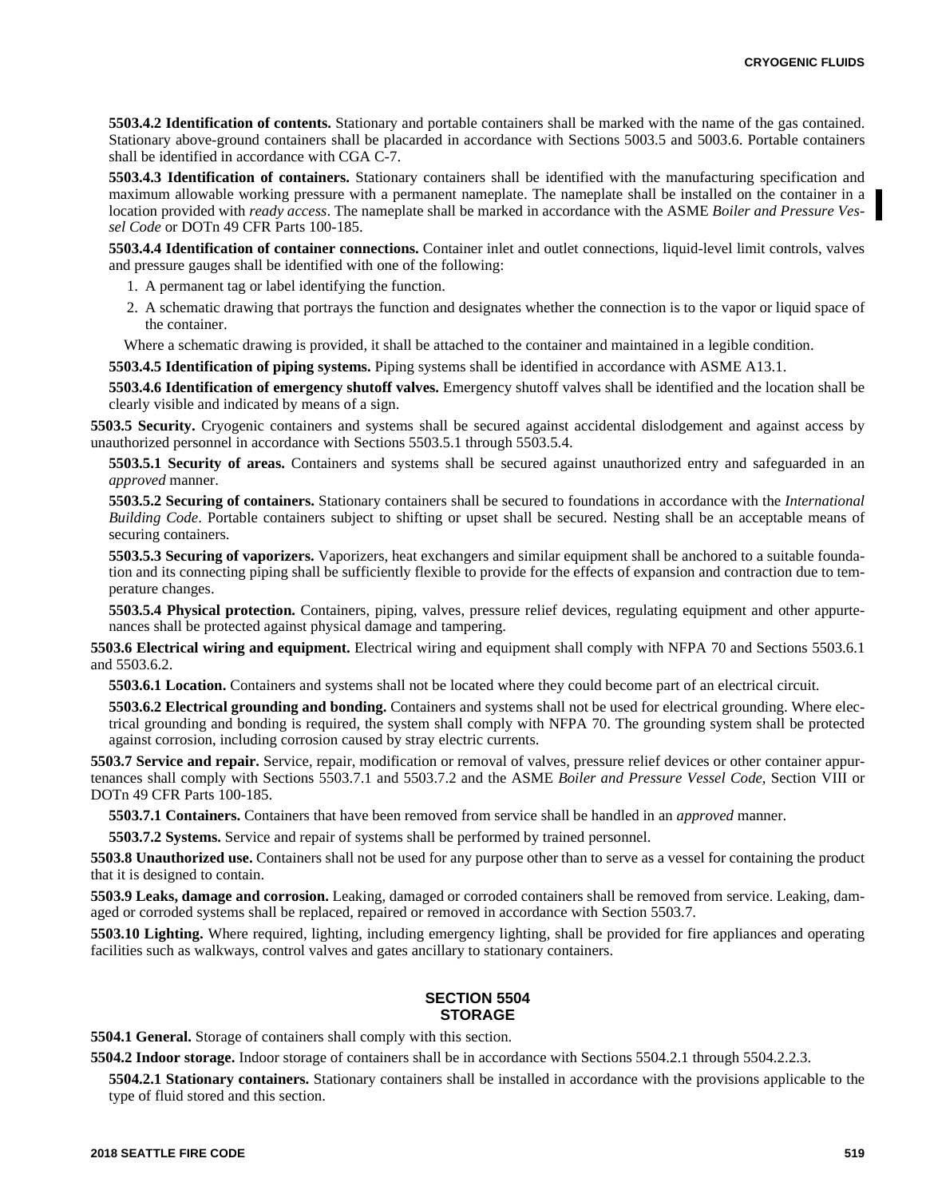**5503.4.2 Identification of contents.** Stationary and portable containers shall be marked with the name of the gas contained. Stationary above-ground containers shall be placarded in accordance with Sections 5003.5 and 5003.6. Portable containers shall be identified in accordance with CGA C-7.

**5503.4.3 Identification of containers.** Stationary containers shall be identified with the manufacturing specification and maximum allowable working pressure with a permanent nameplate. The nameplate shall be installed on the container in a location provided with *ready access*. The nameplate shall be marked in accordance with the ASME *Boiler and Pressure Vessel Code* or DOTn 49 CFR Parts 100-185.

**5503.4.4 Identification of container connections.** Container inlet and outlet connections, liquid-level limit controls, valves and pressure gauges shall be identified with one of the following:

1. A permanent tag or label identifying the function.
2. A schematic drawing that portrays the function and designates whether the connection is to the vapor or liquid space of the container.

Where a schematic drawing is provided, it shall be attached to the container and maintained in a legible condition.

**5503.4.5 Identification of piping systems.** Piping systems shall be identified in accordance with ASME A13.1.

**5503.4.6 Identification of emergency shutoff valves.** Emergency shutoff valves shall be identified and the location shall be clearly visible and indicated by means of a sign.

**5503.5 Security.** Cryogenic containers and systems shall be secured against accidental dislodgement and against access by unauthorized personnel in accordance with Sections 5503.5.1 through 5503.5.4.

**5503.5.1 Security of areas.** Containers and systems shall be secured against unauthorized entry and safeguarded in an *approved* manner.

**5503.5.2 Securing of containers.** Stationary containers shall be secured to foundations in accordance with the *International Building Code*. Portable containers subject to shifting or upset shall be secured. Nesting shall be an acceptable means of securing containers.

**5503.5.3 Securing of vaporizers.** Vaporizers, heat exchangers and similar equipment shall be anchored to a suitable foundation and its connecting piping shall be sufficiently flexible to provide for the effects of expansion and contraction due to temperature changes.

**5503.5.4 Physical protection.** Containers, piping, valves, pressure relief devices, regulating equipment and other appurtenances shall be protected against physical damage and tampering.

**5503.6 Electrical wiring and equipment.** Electrical wiring and equipment shall comply with NFPA 70 and Sections 5503.6.1 and 5503.6.2.

**5503.6.1 Location.** Containers and systems shall not be located where they could become part of an electrical circuit.

**5503.6.2 Electrical grounding and bonding.** Containers and systems shall not be used for electrical grounding. Where electrical grounding and bonding is required, the system shall comply with NFPA 70. The grounding system shall be protected against corrosion, including corrosion caused by stray electric currents.

**5503.7 Service and repair.** Service, repair, modification or removal of valves, pressure relief devices or other container appurtenances shall comply with Sections 5503.7.1 and 5503.7.2 and the ASME *Boiler and Pressure Vessel Code*, Section VIII or DOTn 49 CFR Parts 100-185.

**5503.7.1 Containers.** Containers that have been removed from service shall be handled in an *approved* manner.

**5503.7.2 Systems.** Service and repair of systems shall be performed by trained personnel.

**5503.8 Unauthorized use.** Containers shall not be used for any purpose other than to serve as a vessel for containing the product that it is designed to contain.

**5503.9 Leaks, damage and corrosion.** Leaking, damaged or corroded containers shall be removed from service. Leaking, damaged or corroded systems shall be replaced, repaired or removed in accordance with Section 5503.7.

**5503.10 Lighting.** Where required, lighting, including emergency lighting, shall be provided for fire appliances and operating facilities such as walkways, control valves and gates ancillary to stationary containers.

## SECTION 5504 STORAGE

**5504.1 General.** Storage of containers shall comply with this section.

**5504.2 Indoor storage.** Indoor storage of containers shall be in accordance with Sections 5504.2.1 through 5504.2.2.3.

**5504.2.1 Stationary containers.** Stationary containers shall be installed in accordance with the provisions applicable to the type of fluid stored and this section.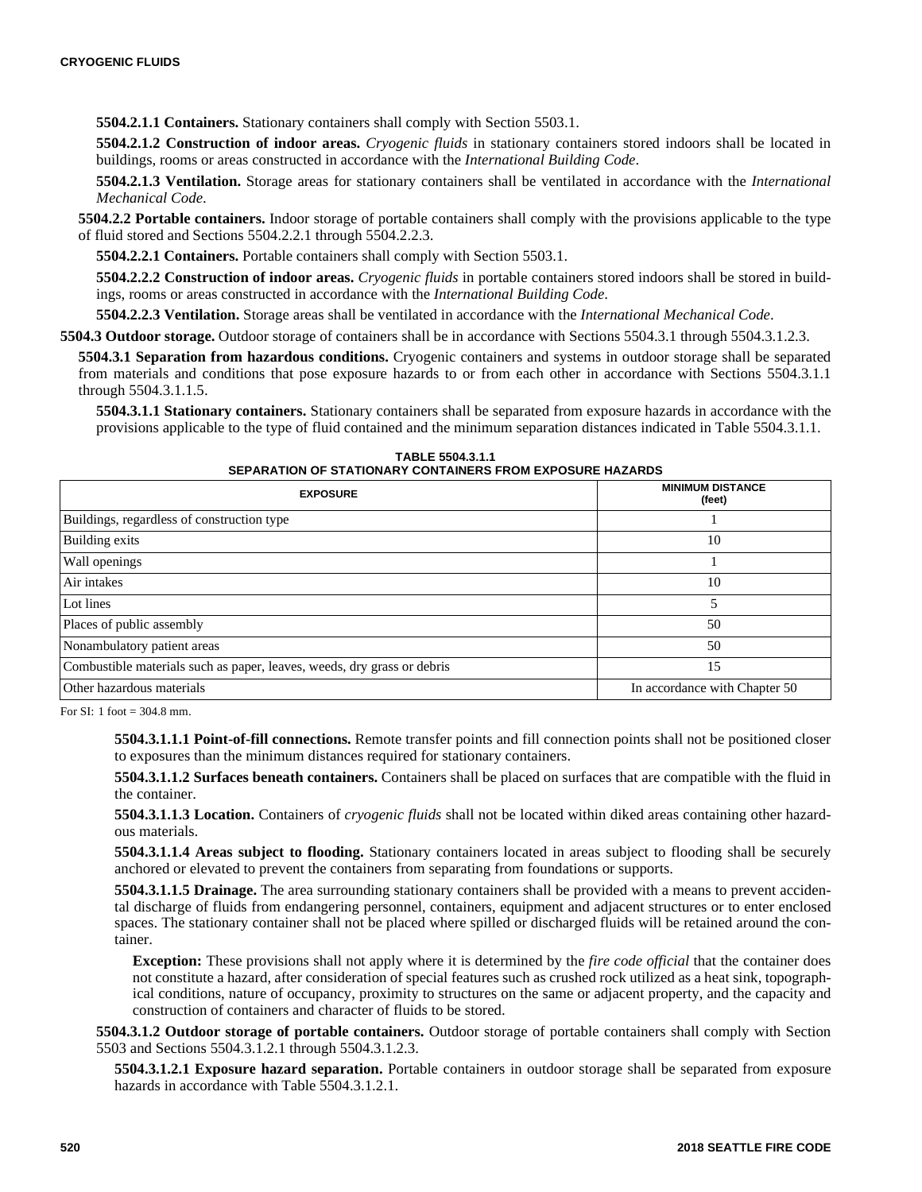**5504.2.1.1 Containers.** Stationary containers shall comply with Section 5503.1.

**5504.2.1.2 Construction of indoor areas.** *Cryogenic fluids* in stationary containers stored indoors shall be located in buildings, rooms or areas constructed in accordance with the *International Building Code*.

**5504.2.1.3 Ventilation.** Storage areas for stationary containers shall be ventilated in accordance with the *International Mechanical Code*.

**5504.2.2 Portable containers.** Indoor storage of portable containers shall comply with the provisions applicable to the type of fluid stored and Sections 5504.2.2.1 through 5504.2.2.3.

**5504.2.2.1 Containers.** Portable containers shall comply with Section 5503.1.

**5504.2.2.2 Construction of indoor areas.** *Cryogenic fluids* in portable containers stored indoors shall be stored in buildings, rooms or areas constructed in accordance with the *International Building Code*.

**5504.2.2.3 Ventilation.** Storage areas shall be ventilated in accordance with the *International Mechanical Code*.

**5504.3 Outdoor storage.** Outdoor storage of containers shall be in accordance with Sections 5504.3.1 through 5504.3.1.2.3.

**5504.3.1 Separation from hazardous conditions.** Cryogenic containers and systems in outdoor storage shall be separated from materials and conditions that pose exposure hazards to or from each other in accordance with Sections 5504.3.1.1 through 5504.3.1.1.5.

**5504.3.1.1 Stationary containers.** Stationary containers shall be separated from exposure hazards in accordance with the provisions applicable to the type of fluid contained and the minimum separation distances indicated in Table 5504.3.1.1.

**TABLE 5504.3.1.1**
**SEPARATION OF STATIONARY CONTAINERS FROM EXPOSURE HAZARDS**

| EXPOSURE | MINIMUM DISTANCE (feet) |
|---|---|
| Buildings, regardless of construction type | 1 |
| Building exits | 10 |
| Wall openings | 1 |
| Air intakes | 10 |
| Lot lines | 5 |
| Places of public assembly | 50 |
| Nonambulatory patient areas | 50 |
| Combustible materials such as paper, leaves, weeds, dry grass or debris | 15 |
| Other hazardous materials | In accordance with Chapter 50 |

For SI: 1 foot = 304.8 mm.

**5504.3.1.1.1 Point-of-fill connections.** Remote transfer points and fill connection points shall not be positioned closer to exposures than the minimum distances required for stationary containers.

**5504.3.1.1.2 Surfaces beneath containers.** Containers shall be placed on surfaces that are compatible with the fluid in the container.

**5504.3.1.1.3 Location.** Containers of *cryogenic fluids* shall not be located within diked areas containing other hazardous materials.

**5504.3.1.1.4 Areas subject to flooding.** Stationary containers located in areas subject to flooding shall be securely anchored or elevated to prevent the containers from separating from foundations or supports.

**5504.3.1.1.5 Drainage.** The area surrounding stationary containers shall be provided with a means to prevent accidental discharge of fluids from endangering personnel, containers, equipment and adjacent structures or to enter enclosed spaces. The stationary container shall not be placed where spilled or discharged fluids will be retained around the container.

**Exception:** These provisions shall not apply where it is determined by the *fire code official* that the container does not constitute a hazard, after consideration of special features such as crushed rock utilized as a heat sink, topographical conditions, nature of occupancy, proximity to structures on the same or adjacent property, and the capacity and construction of containers and character of fluids to be stored.

**5504.3.1.2 Outdoor storage of portable containers.** Outdoor storage of portable containers shall comply with Section 5503 and Sections 5504.3.1.2.1 through 5504.3.1.2.3.

**5504.3.1.2.1 Exposure hazard separation.** Portable containers in outdoor storage shall be separated from exposure hazards in accordance with Table 5504.3.1.2.1.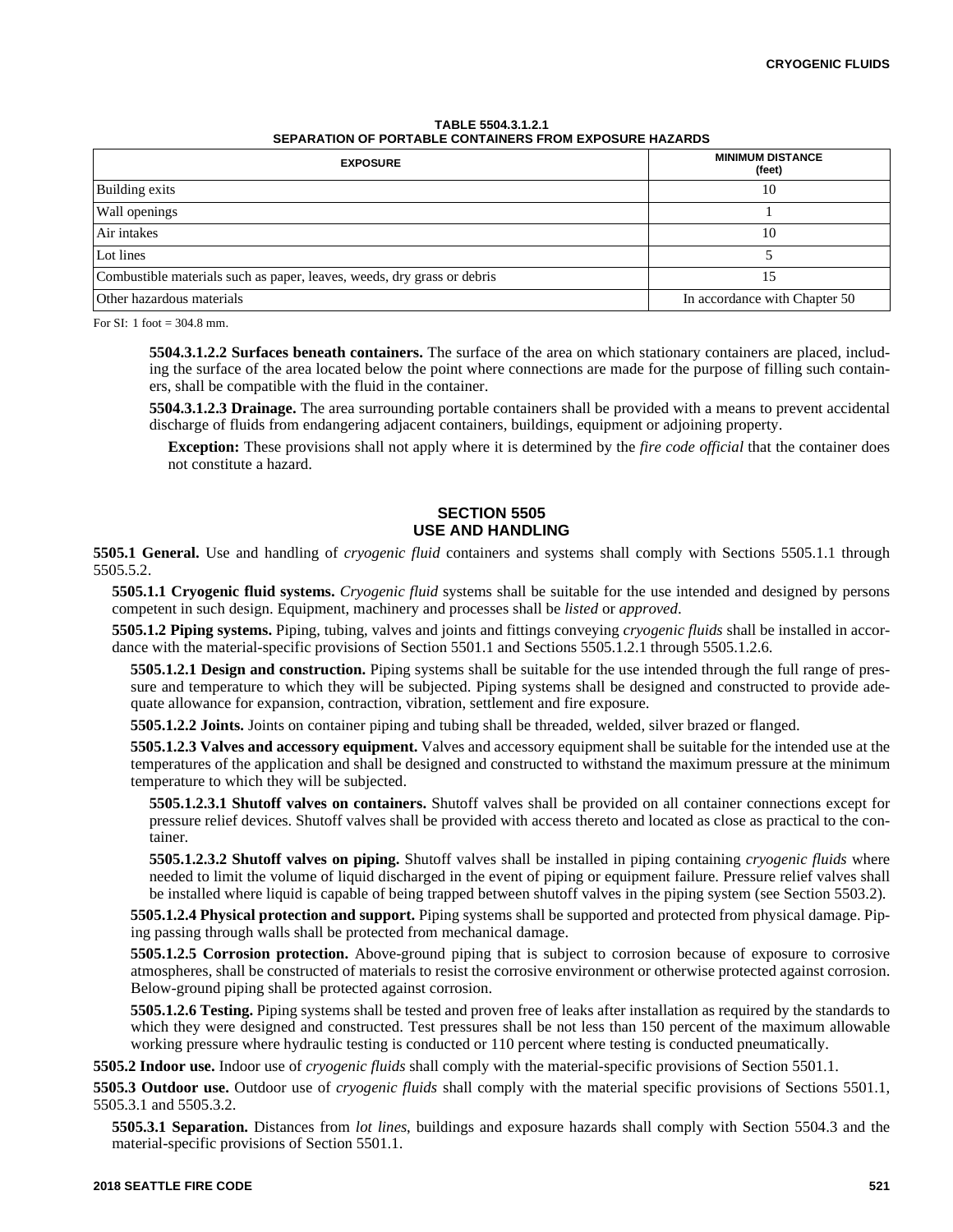**TABLE 5504.3.1.2.1**
**SEPARATION OF PORTABLE CONTAINERS FROM EXPOSURE HAZARDS**

| EXPOSURE | MINIMUM DISTANCE (feet) |
|---|---|
| Building exits | 10 |
| Wall openings | 1 |
| Air intakes | 10 |
| Lot lines | 5 |
| Combustible materials such as paper, leaves, weeds, dry grass or debris | 15 |
| Other hazardous materials | In accordance with Chapter 50 |

For SI: 1 foot = 304.8 mm.

**5504.3.1.2.2 Surfaces beneath containers.** The surface of the area on which stationary containers are placed, including the surface of the area located below the point where connections are made for the purpose of filling such containers, shall be compatible with the fluid in the container.

**5504.3.1.2.3 Drainage.** The area surrounding portable containers shall be provided with a means to prevent accidental discharge of fluids from endangering adjacent containers, buildings, equipment or adjoining property.

**Exception:** These provisions shall not apply where it is determined by the *fire code official* that the container does not constitute a hazard.

## SECTION 5505 USE AND HANDLING

**5505.1 General.** Use and handling of *cryogenic fluid* containers and systems shall comply with Sections 5505.1.1 through 5505.5.2.

**5505.1.1 Cryogenic fluid systems.** *Cryogenic fluid* systems shall be suitable for the use intended and designed by persons competent in such design. Equipment, machinery and processes shall be *listed* or *approved*.

**5505.1.2 Piping systems.** Piping, tubing, valves and joints and fittings conveying *cryogenic fluids* shall be installed in accordance with the material-specific provisions of Section 5501.1 and Sections 5505.1.2.1 through 5505.1.2.6.

**5505.1.2.1 Design and construction.** Piping systems shall be suitable for the use intended through the full range of pressure and temperature to which they will be subjected. Piping systems shall be designed and constructed to provide adequate allowance for expansion, contraction, vibration, settlement and fire exposure.

**5505.1.2.2 Joints.** Joints on container piping and tubing shall be threaded, welded, silver brazed or flanged.

**5505.1.2.3 Valves and accessory equipment.** Valves and accessory equipment shall be suitable for the intended use at the temperatures of the application and shall be designed and constructed to withstand the maximum pressure at the minimum temperature to which they will be subjected.

**5505.1.2.3.1 Shutoff valves on containers.** Shutoff valves shall be provided on all container connections except for pressure relief devices. Shutoff valves shall be provided with access thereto and located as close as practical to the container.

**5505.1.2.3.2 Shutoff valves on piping.** Shutoff valves shall be installed in piping containing *cryogenic fluids* where needed to limit the volume of liquid discharged in the event of piping or equipment failure. Pressure relief valves shall be installed where liquid is capable of being trapped between shutoff valves in the piping system (see Section 5503.2).

**5505.1.2.4 Physical protection and support.** Piping systems shall be supported and protected from physical damage. Piping passing through walls shall be protected from mechanical damage.

**5505.1.2.5 Corrosion protection.** Above-ground piping that is subject to corrosion because of exposure to corrosive atmospheres, shall be constructed of materials to resist the corrosive environment or otherwise protected against corrosion. Below-ground piping shall be protected against corrosion.

**5505.1.2.6 Testing.** Piping systems shall be tested and proven free of leaks after installation as required by the standards to which they were designed and constructed. Test pressures shall be not less than 150 percent of the maximum allowable working pressure where hydraulic testing is conducted or 110 percent where testing is conducted pneumatically.

**5505.2 Indoor use.** Indoor use of *cryogenic fluids* shall comply with the material-specific provisions of Section 5501.1.

**5505.3 Outdoor use.** Outdoor use of *cryogenic fluids* shall comply with the material specific provisions of Sections 5501.1, 5505.3.1 and 5505.3.2.

**5505.3.1 Separation.** Distances from *lot lines*, buildings and exposure hazards shall comply with Section 5504.3 and the material-specific provisions of Section 5501.1.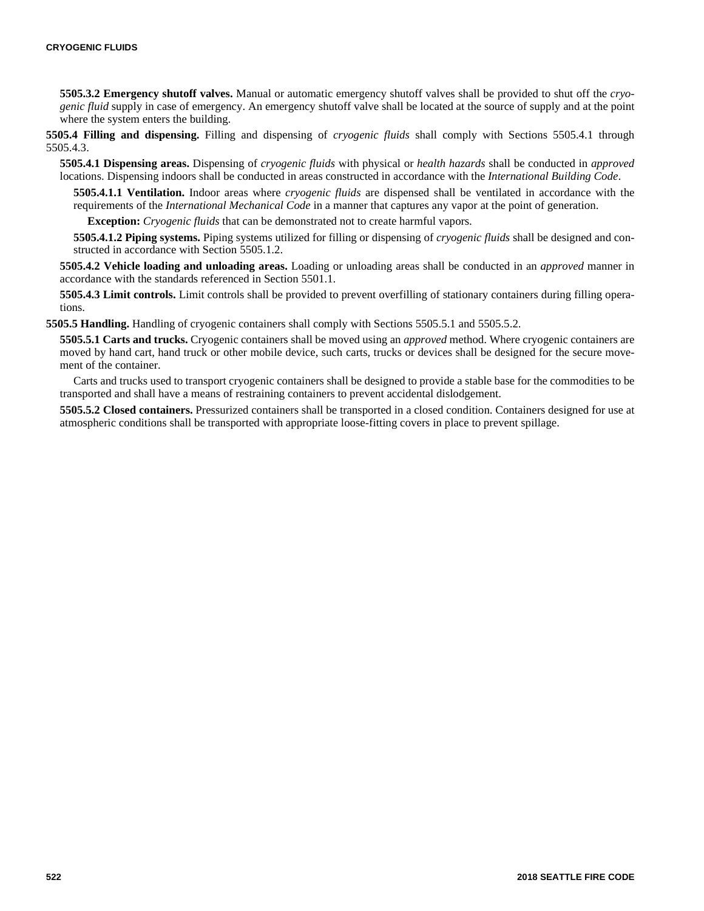**5505.3.2 Emergency shutoff valves.** Manual or automatic emergency shutoff valves shall be provided to shut off the *cryogenic fluid* supply in case of emergency. An emergency shutoff valve shall be located at the source of supply and at the point where the system enters the building.

**5505.4 Filling and dispensing.** Filling and dispensing of *cryogenic fluids* shall comply with Sections 5505.4.1 through 5505.4.3.

**5505.4.1 Dispensing areas.** Dispensing of *cryogenic fluids* with physical or *health hazards* shall be conducted in *approved* locations. Dispensing indoors shall be conducted in areas constructed in accordance with the *International Building Code*.

**5505.4.1.1 Ventilation.** Indoor areas where *cryogenic fluids* are dispensed shall be ventilated in accordance with the requirements of the *International Mechanical Code* in a manner that captures any vapor at the point of generation.

**Exception:** *Cryogenic fluids* that can be demonstrated not to create harmful vapors.

**5505.4.1.2 Piping systems.** Piping systems utilized for filling or dispensing of *cryogenic fluids* shall be designed and constructed in accordance with Section 5505.1.2.

**5505.4.2 Vehicle loading and unloading areas.** Loading or unloading areas shall be conducted in an *approved* manner in accordance with the standards referenced in Section 5501.1.

**5505.4.3 Limit controls.** Limit controls shall be provided to prevent overfilling of stationary containers during filling operations.

**5505.5 Handling.** Handling of cryogenic containers shall comply with Sections 5505.5.1 and 5505.5.2.

**5505.5.1 Carts and trucks.** Cryogenic containers shall be moved using an *approved* method. Where cryogenic containers are moved by hand cart, hand truck or other mobile device, such carts, trucks or devices shall be designed for the secure movement of the container.

Carts and trucks used to transport cryogenic containers shall be designed to provide a stable base for the commodities to be transported and shall have a means of restraining containers to prevent accidental dislodgement.

**5505.5.2 Closed containers.** Pressurized containers shall be transported in a closed condition. Containers designed for use at atmospheric conditions shall be transported with appropriate loose-fitting covers in place to prevent spillage.